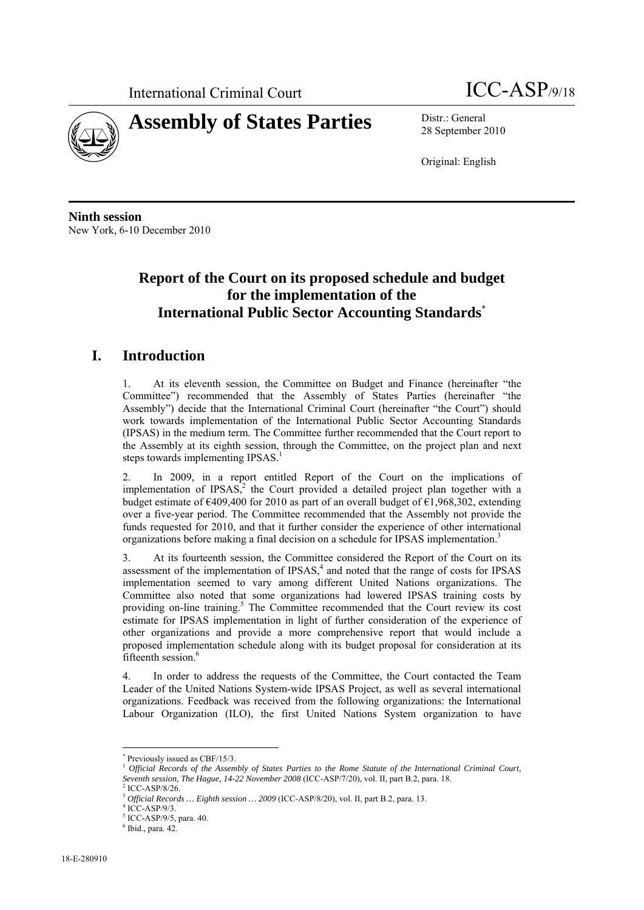International Criminal Court ICC-ASP/9/18

# Assembly of States Parties

Distr.: General
28 September 2010

Original: English

**Ninth session**
New York, 6-10 December 2010

## Report of the Court on its proposed schedule and budget for the implementation of the International Public Sector Accounting Standards[*]

## I. Introduction

1. At its eleventh session, the Committee on Budget and Finance (hereinafter "the Committee") recommended that the Assembly of States Parties (hereinafter "the Assembly") decide that the International Criminal Court (hereinafter "the Court") should work towards implementation of the International Public Sector Accounting Standards (IPSAS) in the medium term. The Committee further recommended that the Court report to the Assembly at its eighth session, through the Committee, on the project plan and next steps towards implementing IPSAS.[1]

2. In 2009, in a report entitled Report of the Court on the implications of implementation of IPSAS,[2] the Court provided a detailed project plan together with a budget estimate of €409,400 for 2010 as part of an overall budget of €1,968,302, extending over a five-year period. The Committee recommended that the Assembly not provide the funds requested for 2010, and that it further consider the experience of other international organizations before making a final decision on a schedule for IPSAS implementation.[3]

3. At its fourteenth session, the Committee considered the Report of the Court on its assessment of the implementation of IPSAS,[4] and noted that the range of costs for IPSAS implementation seemed to vary among different United Nations organizations. The Committee also noted that some organizations had lowered IPSAS training costs by providing on-line training.[5] The Committee recommended that the Court review its cost estimate for IPSAS implementation in light of further consideration of the experience of other organizations and provide a more comprehensive report that would include a proposed implementation schedule along with its budget proposal for consideration at its fifteenth session.[6]

4. In order to address the requests of the Committee, the Court contacted the Team Leader of the United Nations System-wide IPSAS Project, as well as several international organizations. Feedback was received from the following organizations: the International Labour Organization (ILO), the first United Nations System organization to have

---

[*] Previously issued as CBF/15/3.

[1] *Official Records of the Assembly of States Parties to the Rome Statute of the International Criminal Court, Seventh session, The Hague, 14-22 November 2008* (ICC-ASP/7/20), vol. II, part B.2, para. 18.

[2] ICC-ASP/8/26.

[3] *Official Records … Eighth session … 2009* (ICC-ASP/8/20), vol. II, part B.2, para. 13.

[4] ICC-ASP/9/3.

[5] ICC-ASP/9/5, para. 40.

[6] Ibid., para. 42.

18-E-280910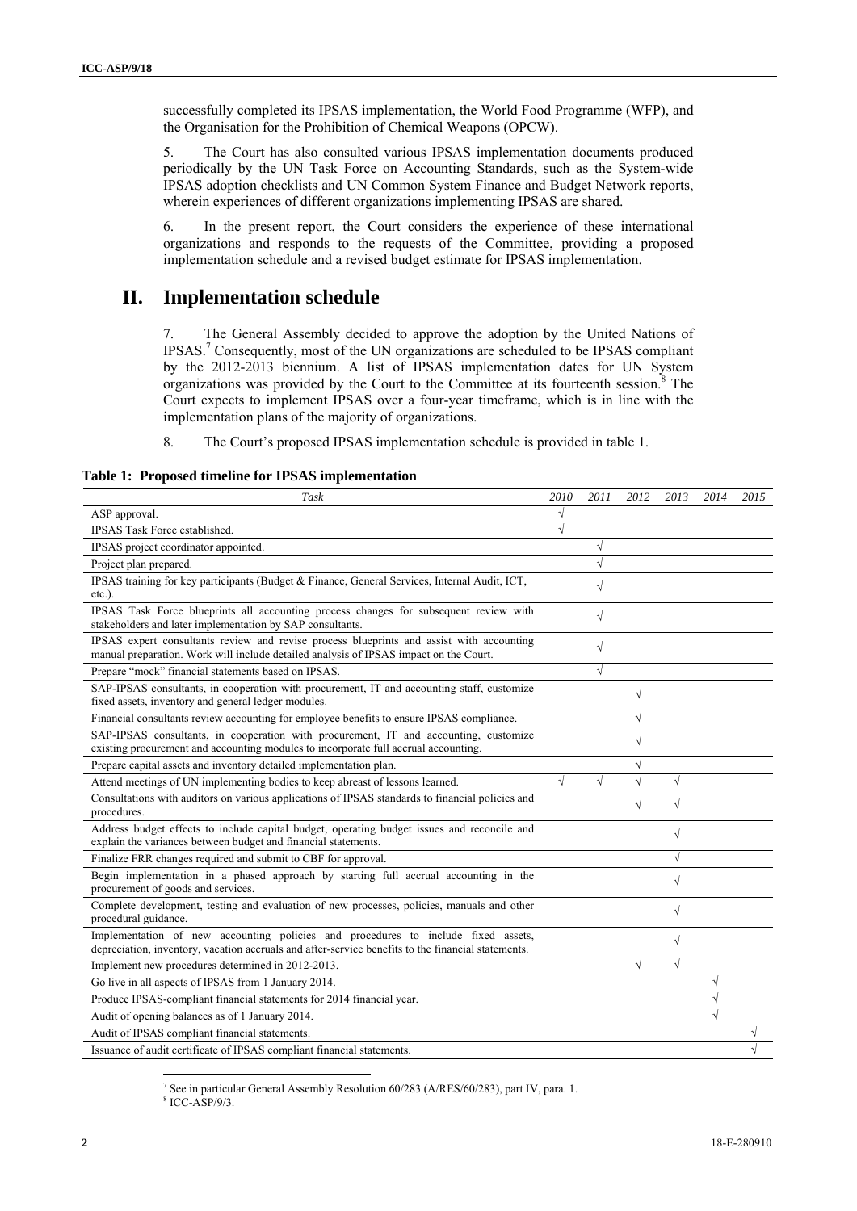successfully completed its IPSAS implementation, the World Food Programme (WFP), and the Organisation for the Prohibition of Chemical Weapons (OPCW).

5. The Court has also consulted various IPSAS implementation documents produced periodically by the UN Task Force on Accounting Standards, such as the System-wide IPSAS adoption checklists and UN Common System Finance and Budget Network reports, wherein experiences of different organizations implementing IPSAS are shared.

6. In the present report, the Court considers the experience of these international organizations and responds to the requests of the Committee, providing a proposed implementation schedule and a revised budget estimate for IPSAS implementation.

## II. Implementation schedule

7. The General Assembly decided to approve the adoption by the United Nations of IPSAS.[7] Consequently, most of the UN organizations are scheduled to be IPSAS compliant by the 2012-2013 biennium. A list of IPSAS implementation dates for UN System organizations was provided by the Court to the Committee at its fourteenth session.[8] The Court expects to implement IPSAS over a four-year timeframe, which is in line with the implementation plans of the majority of organizations.

8. The Court's proposed IPSAS implementation schedule is provided in table 1.

**Table 1: Proposed timeline for IPSAS implementation**

| *Task* | *2010* | *2011* | *2012* | *2013* | *2014* | *2015* |
|---|---|---|---|---|---|---|
| ASP approval. | √ | | | | | |
| IPSAS Task Force established. | √ | | | | | |
| IPSAS project coordinator appointed. | | √ | | | | |
| Project plan prepared. | | √ | | | | |
| IPSAS training for key participants (Budget & Finance, General Services, Internal Audit, ICT, etc.). | | √ | | | | |
| IPSAS Task Force blueprints all accounting process changes for subsequent review with stakeholders and later implementation by SAP consultants. | | √ | | | | |
| IPSAS expert consultants review and revise process blueprints and assist with accounting manual preparation. Work will include detailed analysis of IPSAS impact on the Court. | | √ | | | | |
| Prepare "mock" financial statements based on IPSAS. | | √ | | | | |
| SAP-IPSAS consultants, in cooperation with procurement, IT and accounting staff, customize fixed assets, inventory and general ledger modules. | | | √ | | | |
| Financial consultants review accounting for employee benefits to ensure IPSAS compliance. | | | √ | | | |
| SAP-IPSAS consultants, in cooperation with procurement, IT and accounting, customize existing procurement and accounting modules to incorporate full accrual accounting. | | | √ | | | |
| Prepare capital assets and inventory detailed implementation plan. | | | √ | | | |
| Attend meetings of UN implementing bodies to keep abreast of lessons learned. | √ | √ | √ | √ | | |
| Consultations with auditors on various applications of IPSAS standards to financial policies and procedures. | | | √ | √ | | |
| Address budget effects to include capital budget, operating budget issues and reconcile and explain the variances between budget and financial statements. | | | | √ | | |
| Finalize FRR changes required and submit to CBF for approval. | | | | √ | | |
| Begin implementation in a phased approach by starting full accrual accounting in the procurement of goods and services. | | | | √ | | |
| Complete development, testing and evaluation of new processes, policies, manuals and other procedural guidance. | | | | √ | | |
| Implementation of new accounting policies and procedures to include fixed assets, depreciation, inventory, vacation accruals and after-service benefits to the financial statements. | | | | √ | | |
| Implement new procedures determined in 2012-2013. | | | √ | √ | | |
| Go live in all aspects of IPSAS from 1 January 2014. | | | | | √ | |
| Produce IPSAS-compliant financial statements for 2014 financial year. | | | | | √ | |
| Audit of opening balances as of 1 January 2014. | | | | | √ | |
| Audit of IPSAS compliant financial statements. | | | | | | √ |
| Issuance of audit certificate of IPSAS compliant financial statements. | | | | | | √ |

[7] See in particular General Assembly Resolution 60/283 (A/RES/60/283), part IV, para. 1.

[8] ICC-ASP/9/3.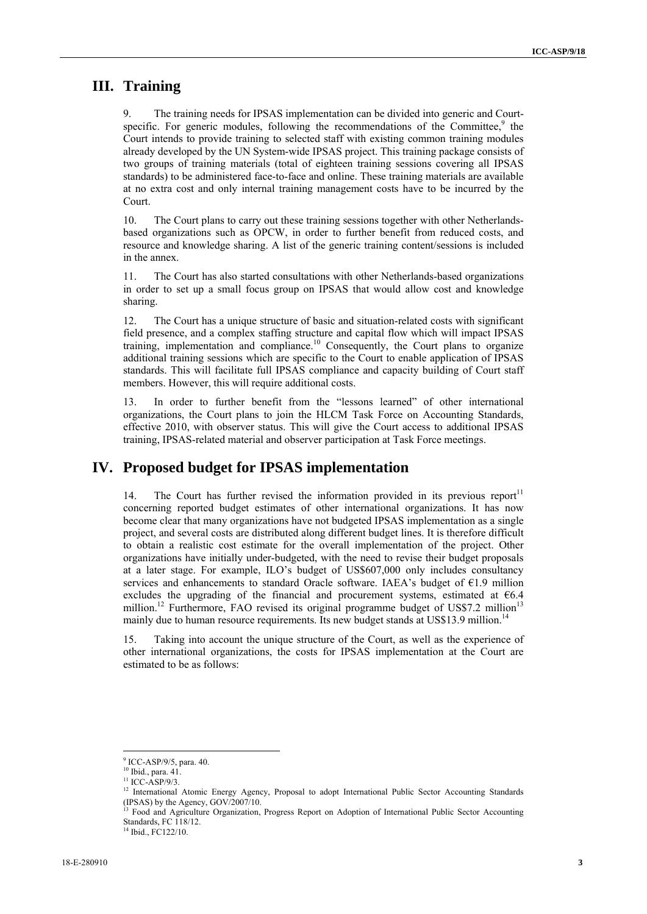## III. Training

9. The training needs for IPSAS implementation can be divided into generic and Court-specific. For generic modules, following the recommendations of the Committee,[9] the Court intends to provide training to selected staff with existing common training modules already developed by the UN System-wide IPSAS project. This training package consists of two groups of training materials (total of eighteen training sessions covering all IPSAS standards) to be administered face-to-face and online. These training materials are available at no extra cost and only internal training management costs have to be incurred by the Court.

10. The Court plans to carry out these training sessions together with other Netherlands-based organizations such as OPCW, in order to further benefit from reduced costs, and resource and knowledge sharing. A list of the generic training content/sessions is included in the annex.

11. The Court has also started consultations with other Netherlands-based organizations in order to set up a small focus group on IPSAS that would allow cost and knowledge sharing.

12. The Court has a unique structure of basic and situation-related costs with significant field presence, and a complex staffing structure and capital flow which will impact IPSAS training, implementation and compliance.[10] Consequently, the Court plans to organize additional training sessions which are specific to the Court to enable application of IPSAS standards. This will facilitate full IPSAS compliance and capacity building of Court staff members. However, this will require additional costs.

13. In order to further benefit from the "lessons learned" of other international organizations, the Court plans to join the HLCM Task Force on Accounting Standards, effective 2010, with observer status. This will give the Court access to additional IPSAS training, IPSAS-related material and observer participation at Task Force meetings.

## IV. Proposed budget for IPSAS implementation

14. The Court has further revised the information provided in its previous report[11] concerning reported budget estimates of other international organizations. It has now become clear that many organizations have not budgeted IPSAS implementation as a single project, and several costs are distributed along different budget lines. It is therefore difficult to obtain a realistic cost estimate for the overall implementation of the project. Other organizations have initially under-budgeted, with the need to revise their budget proposals at a later stage. For example, ILO's budget of US$607,000 only includes consultancy services and enhancements to standard Oracle software. IAEA's budget of €1.9 million excludes the upgrading of the financial and procurement systems, estimated at €6.4 million.[12] Furthermore, FAO revised its original programme budget of US$7.2 million[13] mainly due to human resource requirements. Its new budget stands at US$13.9 million.[14]

15. Taking into account the unique structure of the Court, as well as the experience of other international organizations, the costs for IPSAS implementation at the Court are estimated to be as follows:

---

[9] ICC-ASP/9/5, para. 40.

[10] Ibid., para. 41.

[11] ICC-ASP/9/3.

[12] International Atomic Energy Agency, Proposal to adopt International Public Sector Accounting Standards (IPSAS) by the Agency, GOV/2007/10.

[13] Food and Agriculture Organization, Progress Report on Adoption of International Public Sector Accounting Standards, FC 118/12.

[14] Ibid., FC122/10.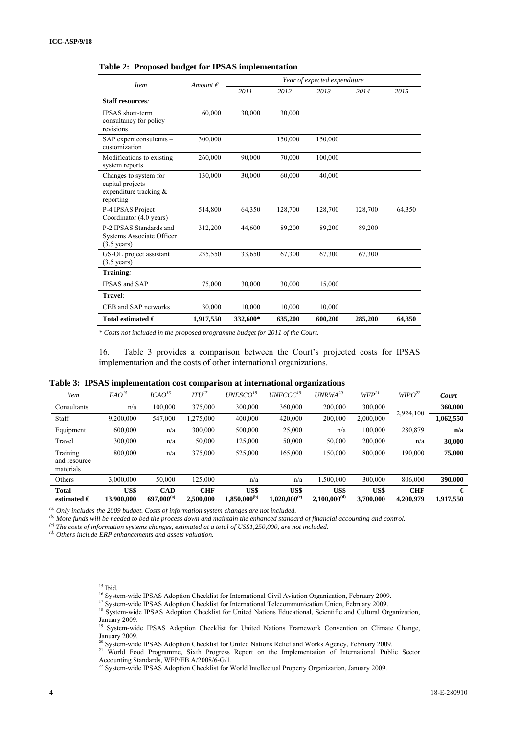**Table 2: Proposed budget for IPSAS implementation**

| *Item* | *Amount €* | *Year of expected expenditure* | | | | |
|---|---|---|---|---|---|---|
| | | *2011* | *2012* | *2013* | *2014* | *2015* |
| **Staff resources***:* | | | | | | |
| IPSAS short-term consultancy for policy revisions | 60,000 | 30,000 | 30,000 | | | |
| SAP expert consultants – customization | 300,000 | | 150,000 | 150,000 | | |
| Modifications to existing system reports | 260,000 | 90,000 | 70,000 | 100,000 | | |
| Changes to system for capital projects expenditure tracking & reporting | 130,000 | 30,000 | 60,000 | 40,000 | | |
| P-4 IPSAS Project Coordinator (4.0 years) | 514,800 | 64,350 | 128,700 | 128,700 | 128,700 | 64,350 |
| P-2 IPSAS Standards and Systems Associate Officer (3.5 years) | 312,200 | 44,600 | 89,200 | 89,200 | 89,200 | |
| GS-OL project assistant (3.5 years) | 235,550 | 33,650 | 67,300 | 67,300 | 67,300 | |
| **Training***:* | | | | | | |
| IPSAS and SAP | 75,000 | 30,000 | 30,000 | 15,000 | | |
| **Travel***:* | | | | | | |
| CEB and SAP networks | 30,000 | 10,000 | 10,000 | 10,000 | | |
| **Total estimated €** | **1,917,550** | **332,600*** | **635,200** | **600,200** | **285,200** | **64,350** |

*\* Costs not included in the proposed programme budget for 2011 of the Court.*

16. Table 3 provides a comparison between the Court's projected costs for IPSAS implementation and the costs of other international organizations.

**Table 3: IPSAS implementation cost comparison at international organizations**

| *Item* | *FAO*[15] | *ICAO*[16] | *ITU*[17] | *UNESCO*[18] | *UNFCCC*[19] | *UNRWA*[20] | *WFP*[21] | *WIPO*[22] | ***Court*** |
|---|---|---|---|---|---|---|---|---|---|
| Consultants | n/a | 100,000 | 375,000 | 300,000 | 360,000 | 200,000 | 300,000 | 2,924,100 | **360,000** |
| Staff | 9,200,000 | 547,000 | 1,275,000 | 400,000 | 420,000 | 200,000 | 2,000,000 | | **1,062,550** |
| Equipment | 600,000 | n/a | 300,000 | 500,000 | 25,000 | n/a | 100,000 | 280,879 | **n/a** |
| Travel | 300,000 | n/a | 50,000 | 125,000 | 50,000 | 50,000 | 200,000 | n/a | **30,000** |
| Training and resource materials | 800,000 | n/a | 375,000 | 525,000 | 165,000 | 150,000 | 800,000 | 190,000 | **75,000** |
| Others | 3,000,000 | 50,000 | 125,000 | n/a | n/a | 1,500,000 | 300,000 | 806,000 | **390,000** |
| **Total estimated €** | **US$ 13,900,000** | **CAD 697,000[(a)]** | **CHF 2,500,000** | **US$ 1,850,000[(b)]** | **US$ 1,020,000[(c)]** | **US$ 2,100,000[(d)]** | **US$ 3,700,000** | **CHF 4,200,979** | **€ 1,917,550** |

*[(a)] Only includes the 2009 budget. Costs of information system changes are not included.*
*[(b)] More funds will be needed to bed the process down and maintain the enhanced standard of financial accounting and control.*
*[(c)] The costs of information systems changes, estimated at a total of US$1,250,000, are not included.*
*[(d)] Others include ERP enhancements and assets valuation.*

[15] Ibid.
[16] System-wide IPSAS Adoption Checklist for International Civil Aviation Organization, February 2009.
[17] System-wide IPSAS Adoption Checklist for International Telecommunication Union, February 2009.
[18] System-wide IPSAS Adoption Checklist for United Nations Educational, Scientific and Cultural Organization, January 2009.
[19] System-wide IPSAS Adoption Checklist for United Nations Framework Convention on Climate Change, January 2009.
[20] System-wide IPSAS Adoption Checklist for United Nations Relief and Works Agency, February 2009.
[21] World Food Programme, Sixth Progress Report on the Implementation of International Public Sector Accounting Standards, WFP/EB.A/2008/6-G/1.
[22] System-wide IPSAS Adoption Checklist for World Intellectual Property Organization, January 2009.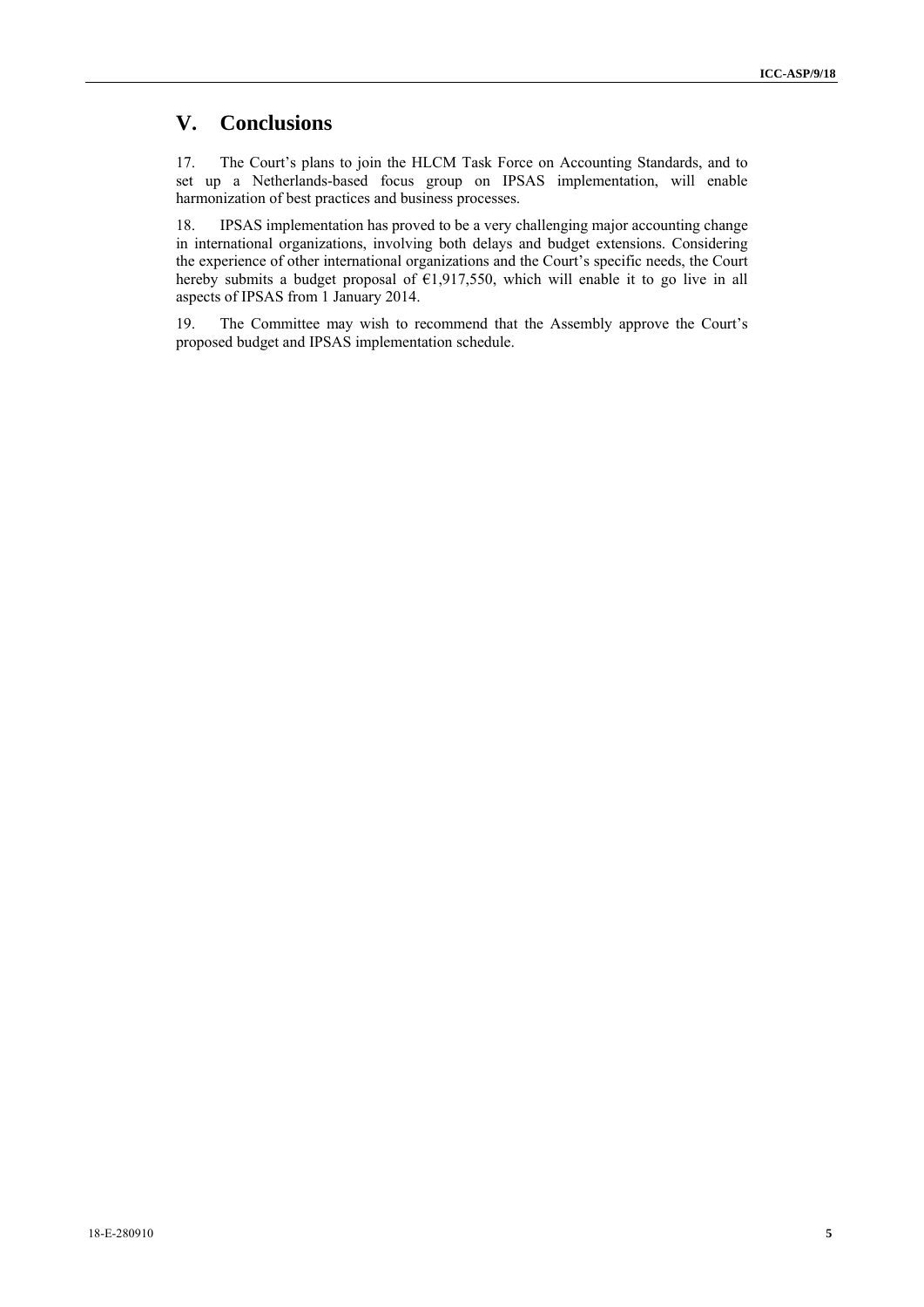## V. Conclusions

17. The Court's plans to join the HLCM Task Force on Accounting Standards, and to set up a Netherlands-based focus group on IPSAS implementation, will enable harmonization of best practices and business processes.

18. IPSAS implementation has proved to be a very challenging major accounting change in international organizations, involving both delays and budget extensions. Considering the experience of other international organizations and the Court's specific needs, the Court hereby submits a budget proposal of €1,917,550, which will enable it to go live in all aspects of IPSAS from 1 January 2014.

19. The Committee may wish to recommend that the Assembly approve the Court's proposed budget and IPSAS implementation schedule.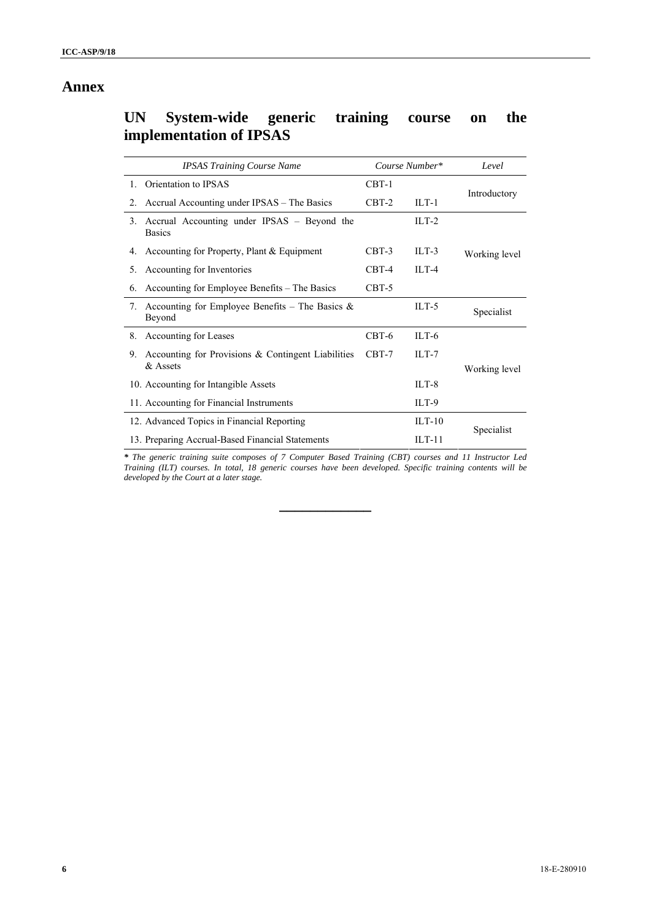# Annex

## UN System-wide generic training course on the implementation of IPSAS

| *IPSAS Training Course Name* | *Course Number\** | | *Level* |
|---|---|---|---|
| 1. Orientation to IPSAS | CBT-1 | | Introductory |
| 2. Accrual Accounting under IPSAS – The Basics | CBT-2 | ILT-1 | |
| 3. Accrual Accounting under IPSAS – Beyond the Basics | | ILT-2 | Working level |
| 4. Accounting for Property, Plant & Equipment | CBT-3 | ILT-3 | |
| 5. Accounting for Inventories | CBT-4 | ILT-4 | |
| 6. Accounting for Employee Benefits – The Basics | CBT-5 | | |
| 7. Accounting for Employee Benefits – The Basics & Beyond | | ILT-5 | Specialist |
| 8. Accounting for Leases | CBT-6 | ILT-6 | Working level |
| 9. Accounting for Provisions & Contingent Liabilities & Assets | CBT-7 | ILT-7 | |
| 10. Accounting for Intangible Assets | | ILT-8 | |
| 11. Accounting for Financial Instruments | | ILT-9 | |
| 12. Advanced Topics in Financial Reporting | | ILT-10 | Specialist |
| 13. Preparing Accrual-Based Financial Statements | | ILT-11 | |

***** *The generic training suite composes of 7 Computer Based Training (CBT) courses and 11 Instructor Led Training (ILT) courses. In total, 18 generic courses have been developed. Specific training contents will be developed by the Court at a later stage.*

---